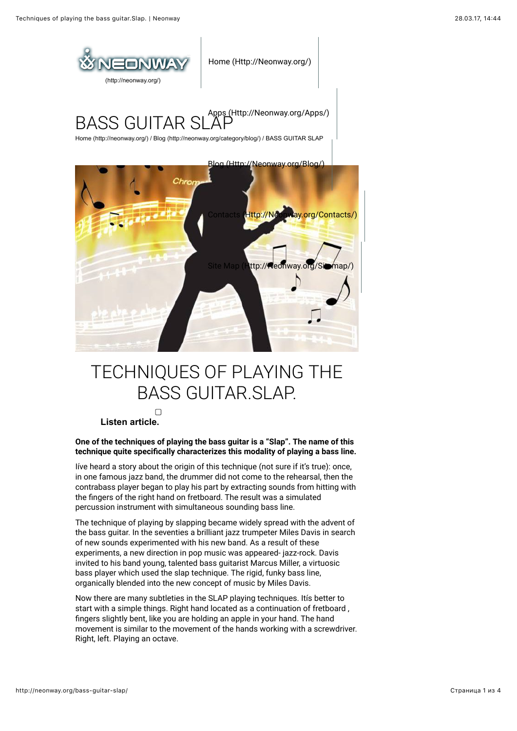(http://neonway.org/)

Home (Http://Neonway.org/)

Apps (Http://Neonway.org/Apps/)

Blog (Http://Neonway.org/Blog/)

Contacts (Http://Neonway.org/Contacts/)

Site Map (Http://Neonway.org/Sitemap/)

# BASS GUITAR SLAP

Home (http://neonway.org/) / Blog (http://neonway.org/category/blog/) / BASS GUITAR SLAP

# TECHNIQUES OF PLAYING THE BASS GUITAR.SLAP.

**Listen article.**

**One of the techniques of playing the bass guitar is a "Slap". The name of this technique quite specifically characterizes this modality of playing a bass line.**

Iíve heard a story about the origin of this technique (not sure if it's true): once, in one famous jazz band, the drummer did not come to the rehearsal, then the contrabass player began to play his part by extracting sounds from hitting with the fingers of the right hand on fretboard. The result was a simulated percussion instrument with simultaneous sounding bass line.

The technique of playing by slapping became widely spread with the advent of the bass guitar. In the seventies a brilliant jazz trumpeter Miles Davis in search of new sounds experimented with his new band. As a result of these experiments, a new direction in pop music was appeared- jazz-rock. Davis invited to his band young, talented bass guitarist Marcus Miller, a virtuosic bass player which used the slap technique. The rigid, funky bass line, organically blended into the new concept of music by Miles Davis.

Now there are many subtleties in the SLAP playing techniques. Itís better to start with a simple things. Right hand located as a continuation of fretboard , fingers slightly bent, like you are holding an apple in your hand. The hand movement is similar to the movement of the hands working with a screwdriver. Right, left. Playing an octave.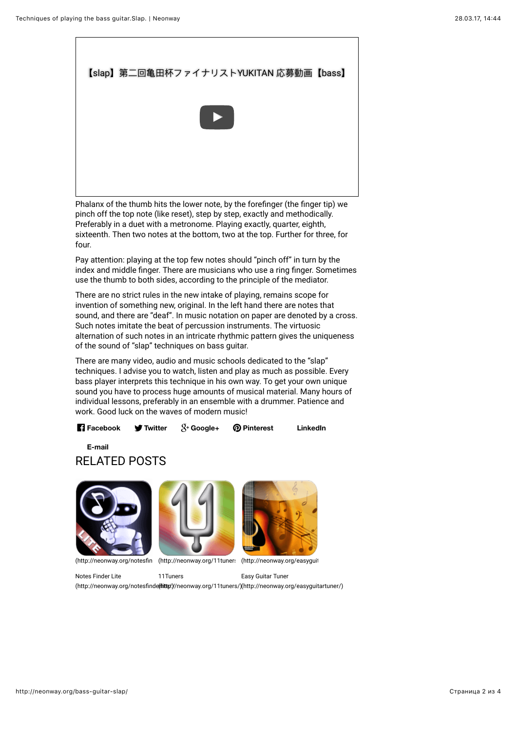【slap】第二回亀田杯ファイナリストYUKITAN 応募動画【bass】

Phalanx of the thumb hits the lower note, by the forefinger (the finger tip) we pinch off the top note (like reset), step by step, exactly and methodically. Preferably in a duet with a metronome. Playing exactly, quarter, eighth, sixteenth. Then two notes at the bottom, two at the top. Further for three, for four.

Pay attention: playing at the top few notes should "pinch off" in turn by the index and middle finger. There are musicians who use a ring finger. Sometimes use the thumb to both sides, according to the principle of the mediator.

There are no strict rules in the new intake of playing, remains scope for invention of something new, original. In the left hand there are notes that sound, and there are "deaf". In music notation on paper are denoted by a cross. Such notes imitate the beat of percussion instruments. The virtuosic alternation of such notes in an intricate rhythmic pattern gives the uniqueness of the sound of "slap" techniques on bass guitar.

There are many video, audio and music schools dedicated to the "slap" techniques. I advise you to watch, listen and play as much as possible. Every bass player interprets this technique in his own way. To get your own unique sound you have to process huge amounts of musical material. Many hours of individual lessons, preferably in an ensemble with a drummer. Patience and work. Good luck on the waves of modern music!

**Facebook** **Twitter** **Google+** **Pinterest** **LinkedIn**

**E-mail**

# RELATED POSTS

(http://neonway.org/notesfin (http://neonway.org/11tuners (http://neonway.org/easyguit

Notes Finder Lite (http://neonway.org/notesfinder/)

11Tuners (http://neonway.org/11tuners/)

Easy Guitar Tuner (http://neonway.org/easyguitartuner/)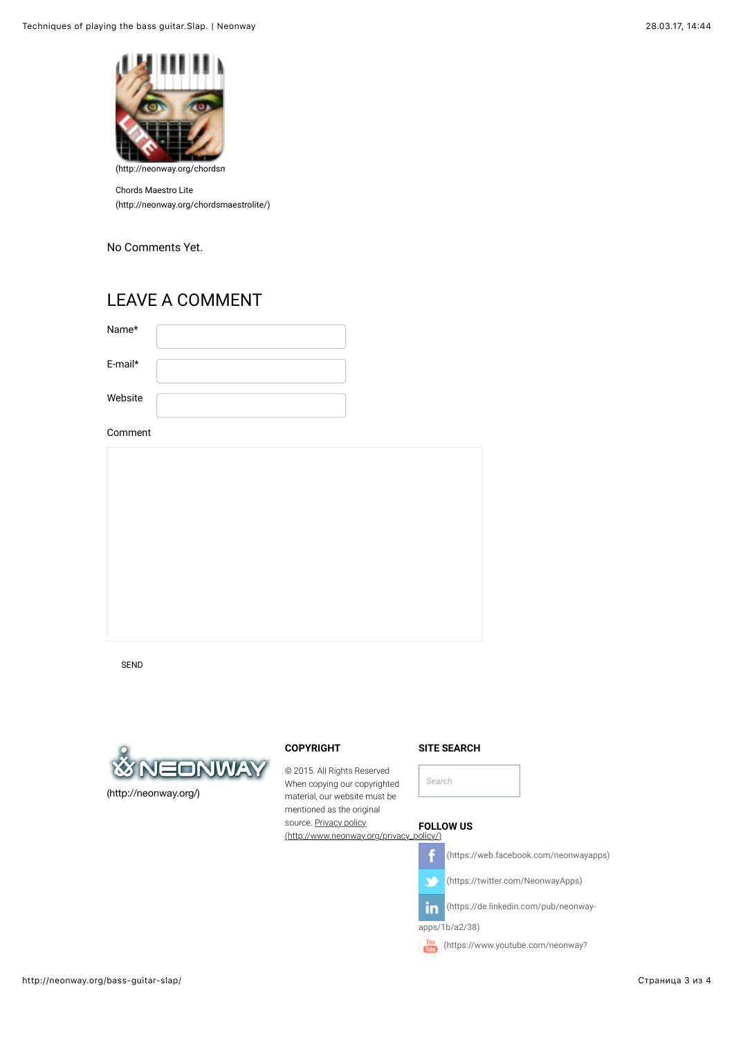(http://neonway.org/chordsn

Chords Maestro Lite
(http://neonway.org/chordsmaestrolite/)

No Comments Yet.

## LEAVE A COMMENT

Name*

E-mail*

Website

Comment

SEND

(http://neonway.org/)

**COPYRIGHT**

© 2015. All Rights Reserved
When copying our copyrighted material, our website must be mentioned as the original source. Privacy policy (http://www.neonway.org/privacy_policy/)

**SITE SEARCH**

Search

**FOLLOW US**

(https://web.facebook.com/neonwayapps)

(https://twitter.com/NeonwayApps)

(https://de.linkedin.com/pub/neonway-apps/1b/a2/38)

(https://www.youtube.com/neonway?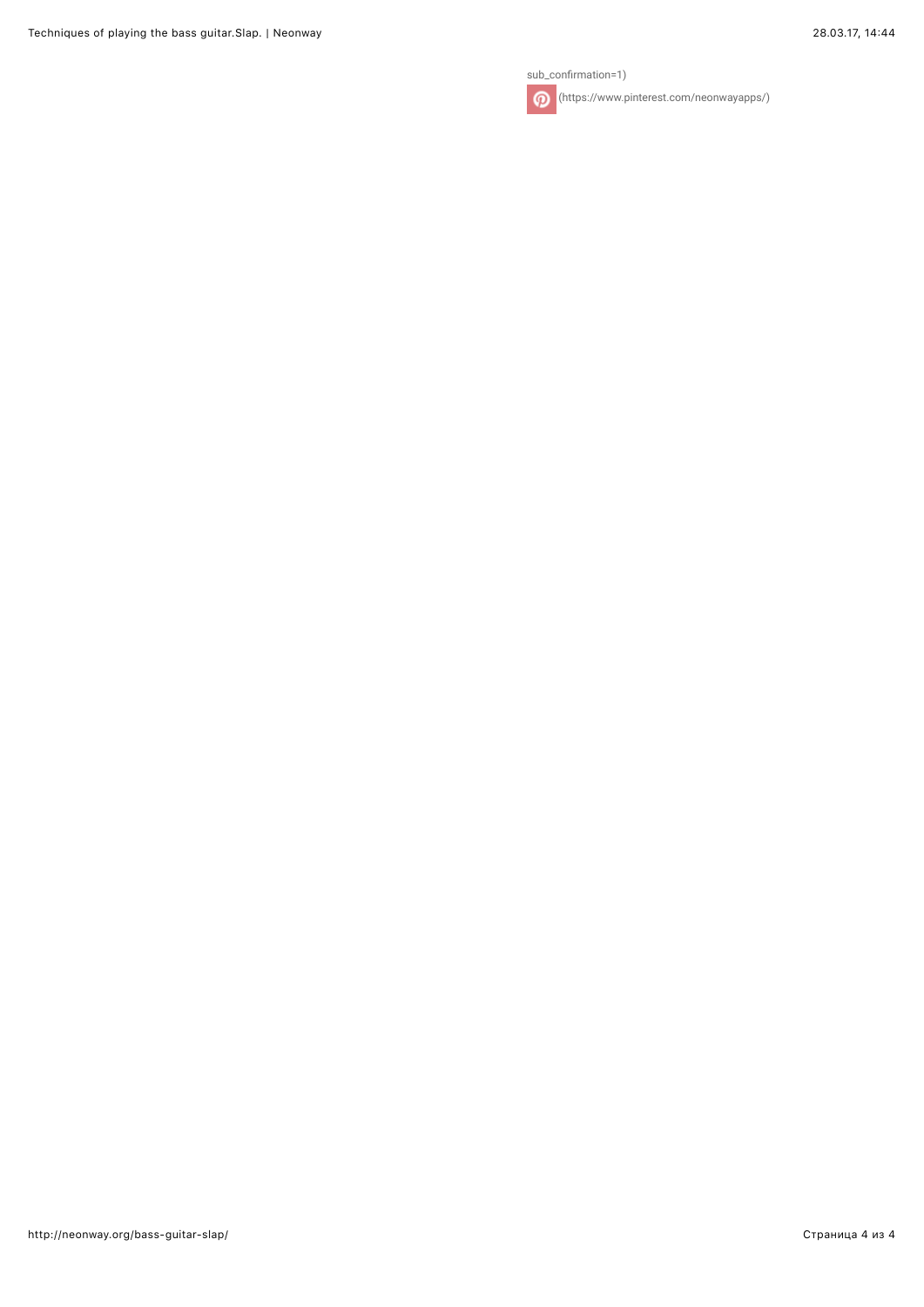sub_confirmation=1)

(https://www.pinterest.com/neonwayapps/)